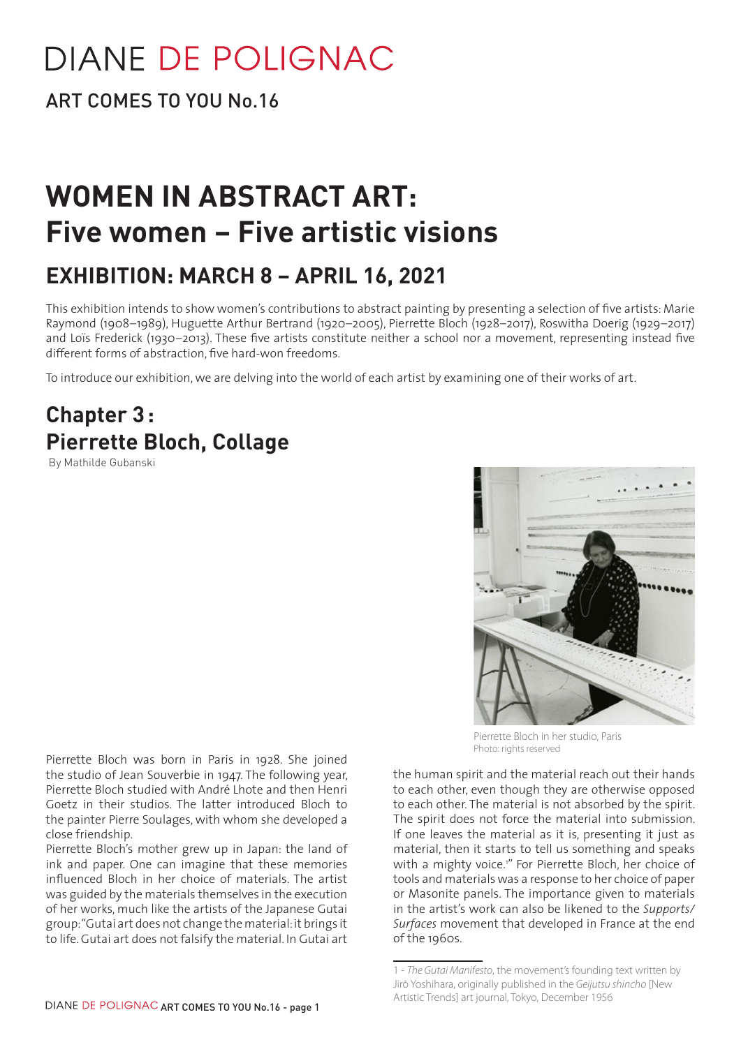# DIANE DE POLIGNAC

ART COMES TO YOU No.16

# WOMEN IN ABSTRACT ART: Five women – Five artistic visions

## EXHIBITION: MARCH 8 – APRIL 16, 2021

This exhibition intends to show women's contributions to abstract painting by presenting a selection of five artists: Marie Raymond (1908–1989), Huguette Arthur Bertrand (1920–2005), Pierrette Bloch (1928–2017), Roswitha Doerig (1929–2017) and Loïs Frederick (1930–2013). These five artists constitute neither a school nor a movement, representing instead five different forms of abstraction, five hard-won freedoms.

To introduce our exhibition, we are delving into the world of each artist by examining one of their works of art.

## Chapter 3 : Pierrette Bloch, Collage

By Mathilde Gubanski

Pierrette Bloch in her studio, Paris
Photo: rights reserved

Pierrette Bloch was born in Paris in 1928. She joined the studio of Jean Souverbie in 1947. The following year, Pierrette Bloch studied with André Lhote and then Henri Goetz in their studios. The latter introduced Bloch to the painter Pierre Soulages, with whom she developed a close friendship.

Pierrette Bloch's mother grew up in Japan: the land of ink and paper. One can imagine that these memories influenced Bloch in her choice of materials. The artist was guided by the materials themselves in the execution of her works, much like the artists of the Japanese Gutai group: "Gutai art does not change the material: it brings it to life. Gutai art does not falsify the material. In Gutai art the human spirit and the material reach out their hands to each other, even though they are otherwise opposed to each other. The material is not absorbed by the spirit. The spirit does not force the material into submission. If one leaves the material as it is, presenting it just as material, then it starts to tell us something and speaks with a mighty voice.[1]" For Pierrette Bloch, her choice of tools and materials was a response to her choice of paper or Masonite panels. The importance given to materials in the artist's work can also be likened to the *Supports/Surfaces* movement that developed in France at the end of the 1960s.

1 - *The Gutai Manifesto*, the movement's founding text written by Jirō Yoshihara, originally published in the *Geijutsu shincho* [New Artistic Trends] art journal, Tokyo, December 1956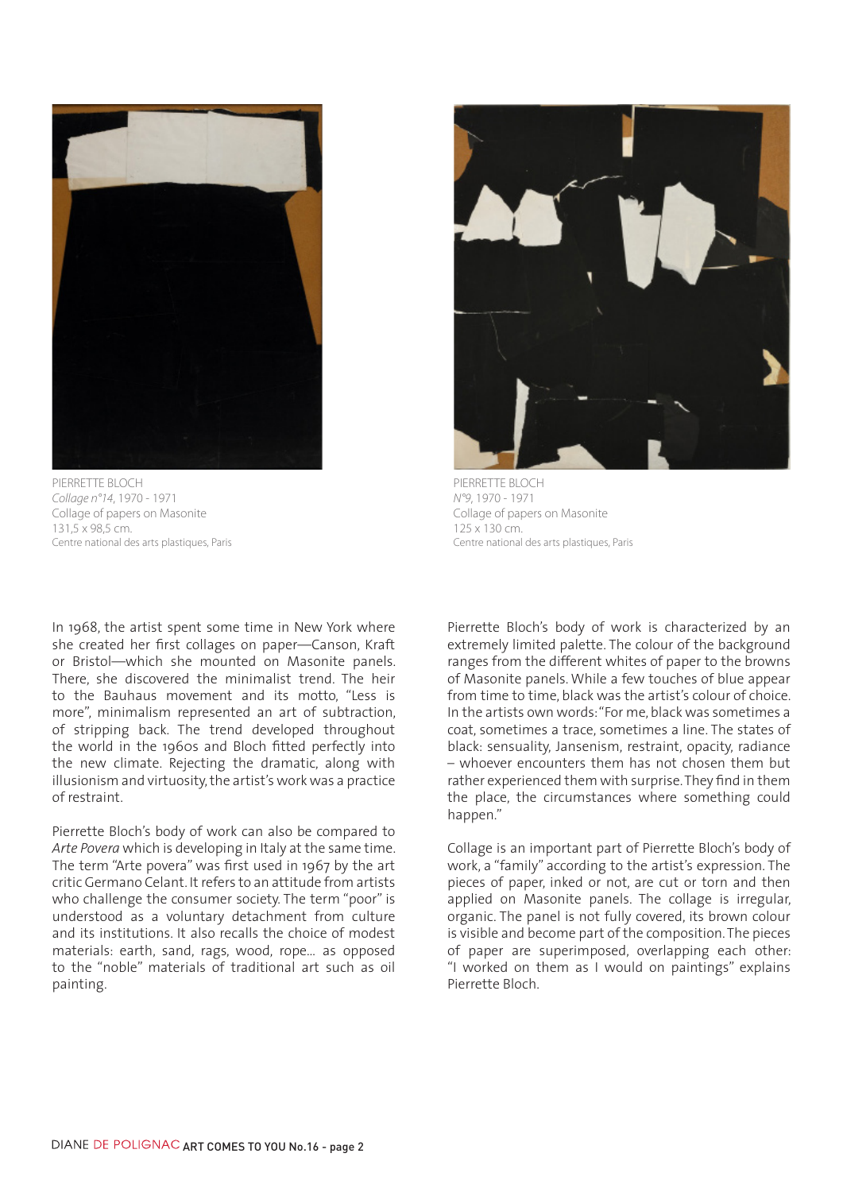PIERRETTE BLOCH
*Collage n°14*, 1970 - 1971
Collage of papers on Masonite
131,5 x 98,5 cm.
Centre national des arts plastiques, Paris

PIERRETTE BLOCH
*N°9*, 1970 - 1971
Collage of papers on Masonite
125 x 130 cm.
Centre national des arts plastiques, Paris

In 1968, the artist spent some time in New York where she created her first collages on paper—Canson, Kraft or Bristol—which she mounted on Masonite panels. There, she discovered the minimalist trend. The heir to the Bauhaus movement and its motto, "Less is more", minimalism represented an art of subtraction, of stripping back. The trend developed throughout the world in the 1960s and Bloch fitted perfectly into the new climate. Rejecting the dramatic, along with illusionism and virtuosity, the artist's work was a practice of restraint.

Pierrette Bloch's body of work can also be compared to *Arte Povera* which is developing in Italy at the same time. The term "Arte povera" was first used in 1967 by the art critic Germano Celant. It refers to an attitude from artists who challenge the consumer society. The term "poor" is understood as a voluntary detachment from culture and its institutions. It also recalls the choice of modest materials: earth, sand, rags, wood, rope... as opposed to the "noble" materials of traditional art such as oil painting.

Pierrette Bloch's body of work is characterized by an extremely limited palette. The colour of the background ranges from the different whites of paper to the browns of Masonite panels. While a few touches of blue appear from time to time, black was the artist's colour of choice. In the artists own words: "For me, black was sometimes a coat, sometimes a trace, sometimes a line. The states of black: sensuality, Jansenism, restraint, opacity, radiance – whoever encounters them has not chosen them but rather experienced them with surprise. They find in them the place, the circumstances where something could happen."

Collage is an important part of Pierrette Bloch's body of work, a "family" according to the artist's expression. The pieces of paper, inked or not, are cut or torn and then applied on Masonite panels. The collage is irregular, organic. The panel is not fully covered, its brown colour is visible and become part of the composition. The pieces of paper are superimposed, overlapping each other: "I worked on them as I would on paintings" explains Pierrette Bloch.